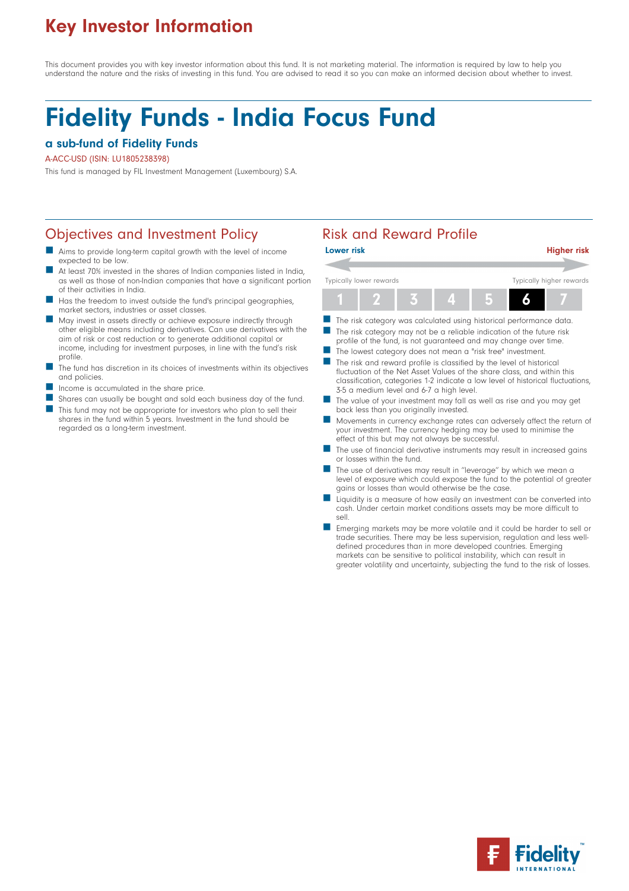# Key Investor Information

This document provides you with key investor information about this fund. It is not marketing material. The information is required by law to help you understand the nature and the risks of investing in this fund. You are advised to read it so you can make an informed decision about whether to invest.

# Fidelity Funds - India Focus Fund

### a sub-fund of Fidelity Funds

A-ACC-USD (ISIN: LU1805238398)

This fund is managed by FIL Investment Management (Luxembourg) S.A.

## Objectives and Investment Policy

- Aims to provide long-term capital growth with the level of income expected to be low.
- At least 70% invested in the shares of Indian companies listed in India, as well as those of non-Indian companies that have a significant portion of their activities in India.
- Has the freedom to invest outside the fund's principal geographies, market sectors, industries or asset classes.
- May invest in assets directly or achieve exposure indirectly through other eligible means including derivatives. Can use derivatives with the aim of risk or cost reduction or to generate additional capital or income, including for investment purposes, in line with the fund's risk profile.
- The fund has discretion in its choices of investments within its objectives and policies.
- Income is accumulated in the share price.
- Shares can usually be bought and sold each business day of the fund.
- This fund may not be appropriate for investors who plan to sell their shares in the fund within 5 years. Investment in the fund should be regarded as a long-term investment.

## Risk and Reward Profile

**Lower risk** ← → **Higher risk**

Typically lower rewards — Typically higher rewards

| 1 | 2 | 3 | 4 | 5 | **6** | 7 |
|---|---|---|---|---|---|---|

- The risk category was calculated using historical performance data.
- The risk category may not be a reliable indication of the future risk profile of the fund, is not guaranteed and may change over time.
- The lowest category does not mean a "risk free" investment.
- The risk and reward profile is classified by the level of historical fluctuation of the Net Asset Values of the share class, and within this classification, categories 1-2 indicate a low level of historical fluctuations, 3-5 a medium level and 6-7 a high level.
- The value of your investment may fall as well as rise and you may get back less than you originally invested.
- Movements in currency exchange rates can adversely affect the return of your investment. The currency hedging may be used to minimise the effect of this but may not always be successful.
- The use of financial derivative instruments may result in increased gains or losses within the fund.
- The use of derivatives may result in "leverage" by which we mean a level of exposure which could expose the fund to the potential of greater gains or losses than would otherwise be the case.
- Liquidity is a measure of how easily an investment can be converted into cash. Under certain market conditions assets may be more difficult to sell.
- Emerging markets may be more volatile and it could be harder to sell or trade securities. There may be less supervision, regulation and less well-defined procedures than in more developed countries. Emerging markets can be sensitive to political instability, which can result in greater volatility and uncertainty, subjecting the fund to the risk of losses.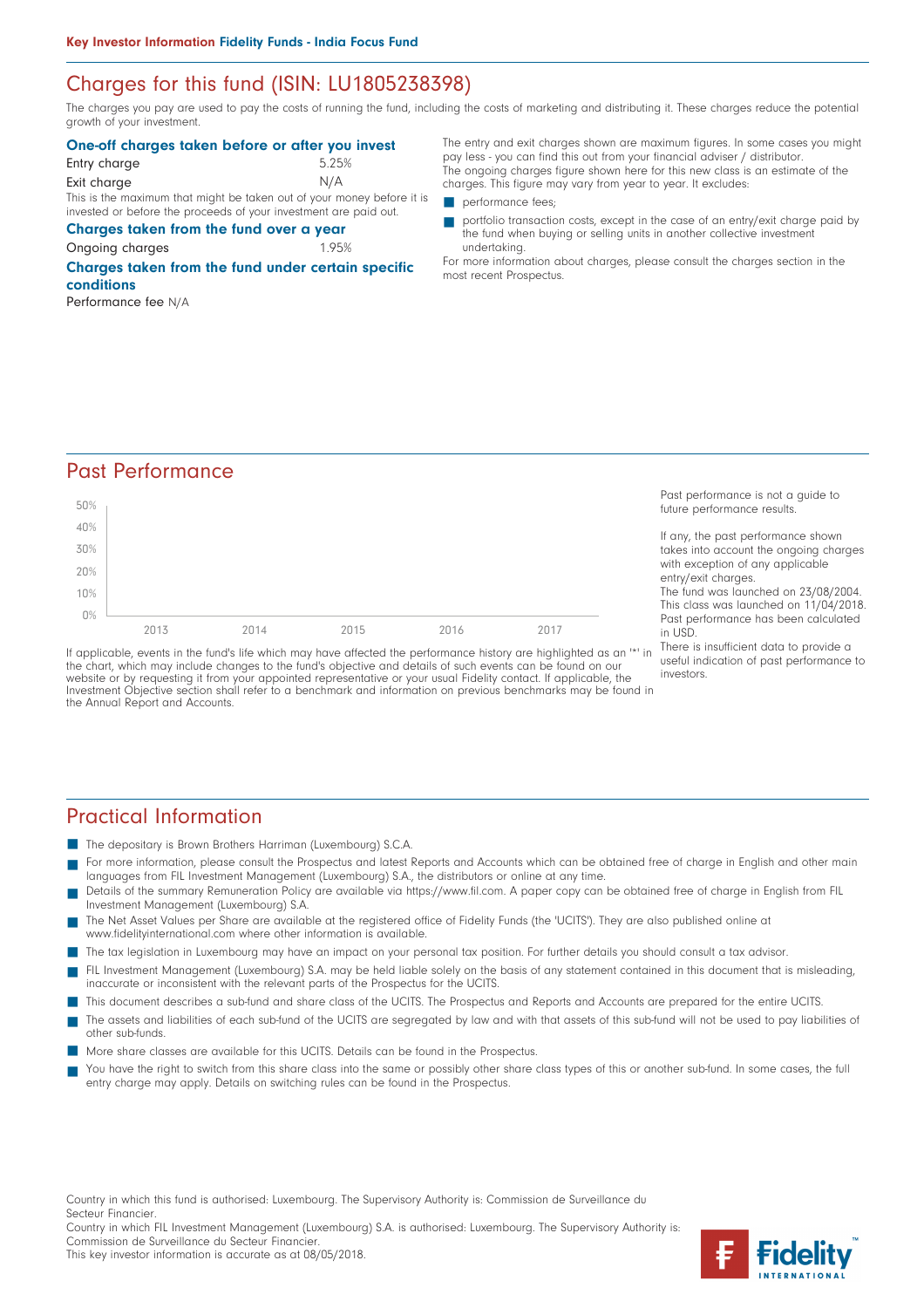## Charges for this fund (ISIN: LU1805238398)

The charges you pay are used to pay the costs of running the fund, including the costs of marketing and distributing it. These charges reduce the potential growth of your investment.

### One-off charges taken before or after you invest

| | |
|---|---|
| Entry charge | 5.25% |
| Exit charge | N/A |

This is the maximum that might be taken out of your money before it is invested or before the proceeds of your investment are paid out.

### Charges taken from the fund over a year

| | |
|---|---|
| Ongoing charges | 1.95% |

### Charges taken from the fund under certain specific conditions

Performance fee N/A

The entry and exit charges shown are maximum figures. In some cases you might pay less - you can find this out from your financial adviser / distributor.
The ongoing charges figure shown here for this new class is an estimate of the charges. This figure may vary from year to year. It excludes:

- performance fees;
- portfolio transaction costs, except in the case of an entry/exit charge paid by the fund when buying or selling units in another collective investment undertaking.

For more information about charges, please consult the charges section in the most recent Prospectus.

## Past Performance

50%
40%
30%
20%
10%
0%
2013
2014
2015
2016
2017

If applicable, events in the fund's life which may have affected the performance history are highlighted as an '*' in the chart, which may include changes to the fund's objective and details of such events can be found on our website or by requesting it from your appointed representative or your usual Fidelity contact. If applicable, the Investment Objective section shall refer to a benchmark and information on previous benchmarks may be found in the Annual Report and Accounts.

Past performance is not a guide to future performance results.

If any, the past performance shown takes into account the ongoing charges with exception of any applicable entry/exit charges.
The fund was launched on 23/08/2004. This class was launched on 11/04/2018. Past performance has been calculated in USD.
There is insufficient data to provide a useful indication of past performance to investors.

## Practical Information

- The depositary is Brown Brothers Harriman (Luxembourg) S.C.A.
- For more information, please consult the Prospectus and latest Reports and Accounts which can be obtained free of charge in English and other main languages from FIL Investment Management (Luxembourg) S.A., the distributors or online at any time.
- Details of the summary Remuneration Policy are available via https://www.fil.com. A paper copy can be obtained free of charge in English from FIL Investment Management (Luxembourg) S.A.
- The Net Asset Values per Share are available at the registered office of Fidelity Funds (the 'UCITS'). They are also published online at www.fidelityinternational.com where other information is available.
- The tax legislation in Luxembourg may have an impact on your personal tax position. For further details you should consult a tax advisor.
- FIL Investment Management (Luxembourg) S.A. may be held liable solely on the basis of any statement contained in this document that is misleading, inaccurate or inconsistent with the relevant parts of the Prospectus for the UCITS.
- This document describes a sub-fund and share class of the UCITS. The Prospectus and Reports and Accounts are prepared for the entire UCITS.
- The assets and liabilities of each sub-fund of the UCITS are segregated by law and with that assets of this sub-fund will not be used to pay liabilities of other sub-funds.
- More share classes are available for this UCITS. Details can be found in the Prospectus.
- You have the right to switch from this share class into the same or possibly other share class types of this or another sub-fund. In some cases, the full entry charge may apply. Details on switching rules can be found in the Prospectus.

Country in which this fund is authorised: Luxembourg. The Supervisory Authority is: Commission de Surveillance du Secteur Financier.
Country in which FIL Investment Management (Luxembourg) S.A. is authorised: Luxembourg. The Supervisory Authority is: Commission de Surveillance du Secteur Financier.
This key investor information is accurate as at 08/05/2018.